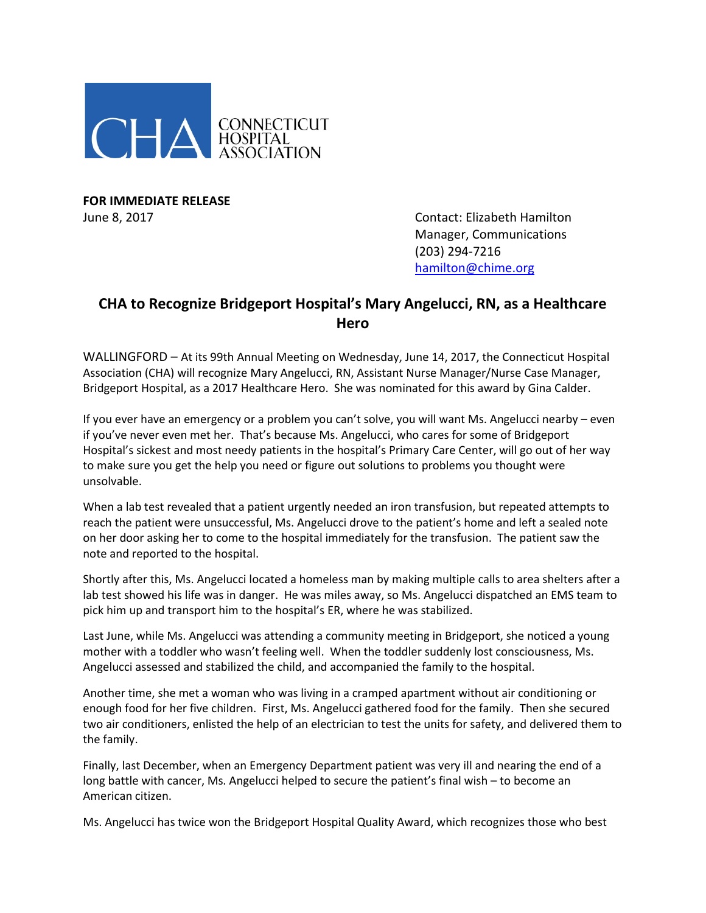CONNECTICUT HOSPITAL ASSOCIATION

**FOR IMMEDIATE RELEASE**
June 8, 2017

Contact: Elizabeth Hamilton
Manager, Communications
(203) 294-7216
hamilton@chime.org

# CHA to Recognize Bridgeport Hospital's Mary Angelucci, RN, as a Healthcare Hero

WALLINGFORD – At its 99th Annual Meeting on Wednesday, June 14, 2017, the Connecticut Hospital Association (CHA) will recognize Mary Angelucci, RN, Assistant Nurse Manager/Nurse Case Manager, Bridgeport Hospital, as a 2017 Healthcare Hero. She was nominated for this award by Gina Calder.

If you ever have an emergency or a problem you can't solve, you will want Ms. Angelucci nearby – even if you've never even met her. That's because Ms. Angelucci, who cares for some of Bridgeport Hospital's sickest and most needy patients in the hospital's Primary Care Center, will go out of her way to make sure you get the help you need or figure out solutions to problems you thought were unsolvable.

When a lab test revealed that a patient urgently needed an iron transfusion, but repeated attempts to reach the patient were unsuccessful, Ms. Angelucci drove to the patient's home and left a sealed note on her door asking her to come to the hospital immediately for the transfusion. The patient saw the note and reported to the hospital.

Shortly after this, Ms. Angelucci located a homeless man by making multiple calls to area shelters after a lab test showed his life was in danger. He was miles away, so Ms. Angelucci dispatched an EMS team to pick him up and transport him to the hospital's ER, where he was stabilized.

Last June, while Ms. Angelucci was attending a community meeting in Bridgeport, she noticed a young mother with a toddler who wasn't feeling well. When the toddler suddenly lost consciousness, Ms. Angelucci assessed and stabilized the child, and accompanied the family to the hospital.

Another time, she met a woman who was living in a cramped apartment without air conditioning or enough food for her five children. First, Ms. Angelucci gathered food for the family. Then she secured two air conditioners, enlisted the help of an electrician to test the units for safety, and delivered them to the family.

Finally, last December, when an Emergency Department patient was very ill and nearing the end of a long battle with cancer, Ms. Angelucci helped to secure the patient's final wish – to become an American citizen.

Ms. Angelucci has twice won the Bridgeport Hospital Quality Award, which recognizes those who best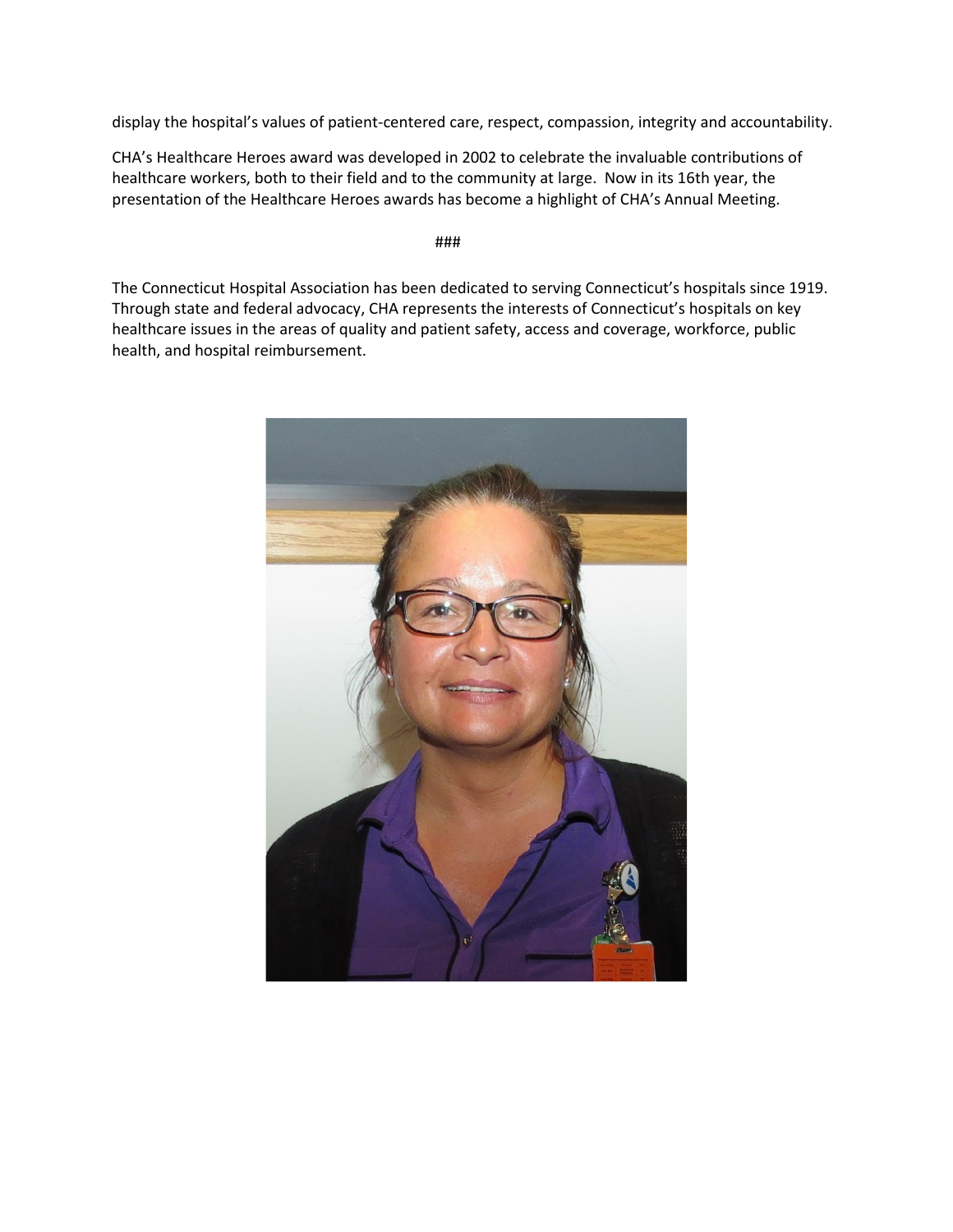display the hospital's values of patient-centered care, respect, compassion, integrity and accountability.

CHA's Healthcare Heroes award was developed in 2002 to celebrate the invaluable contributions of healthcare workers, both to their field and to the community at large. Now in its 16th year, the presentation of the Healthcare Heroes awards has become a highlight of CHA's Annual Meeting.

###

The Connecticut Hospital Association has been dedicated to serving Connecticut's hospitals since 1919. Through state and federal advocacy, CHA represents the interests of Connecticut's hospitals on key healthcare issues in the areas of quality and patient safety, access and coverage, workforce, public health, and hospital reimbursement.